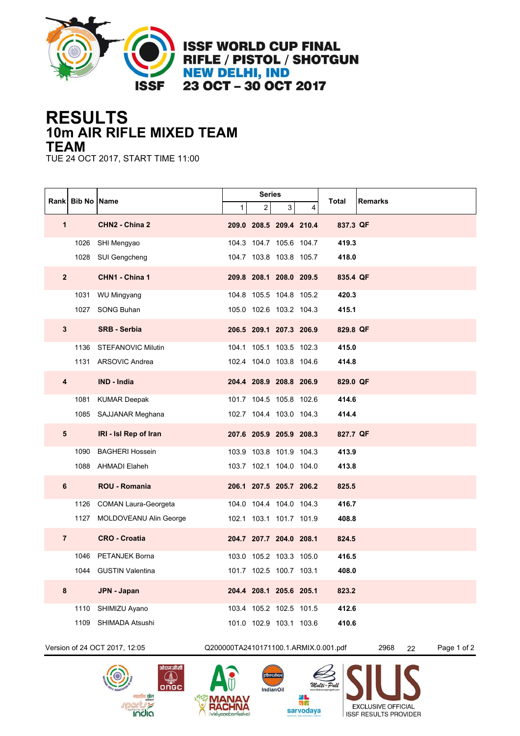# ISSF WORLD CUP FINAL
## RIFLE / PISTOL / SHOTGUN
## NEW DELHI, IND
## 23 OCT – 30 OCT 2017

# RESULTS
## 10m AIR RIFLE MIXED TEAM
## TEAM

TUE 24 OCT 2017, START TIME 11:00

| Rank | Bib No | Name | Series 1 | Series 2 | Series 3 | Series 4 | Total | Remarks |
|---|---|---|---|---|---|---|---|---|
| **1** | | **CHN2 - China 2** | **209.0** | **208.5** | **209.4** | **210.4** | **837.3** | **QF** |
| | 1026 | SHI Mengyao | 104.3 | 104.7 | 105.6 | 104.7 | **419.3** | |
| | 1028 | SUI Gengcheng | 104.7 | 103.8 | 103.8 | 105.7 | **418.0** | |
| **2** | | **CHN1 - China 1** | **209.8** | **208.1** | **208.0** | **209.5** | **835.4** | **QF** |
| | 1031 | WU Mingyang | 104.8 | 105.5 | 104.8 | 105.2 | **420.3** | |
| | 1027 | SONG Buhan | 105.0 | 102.6 | 103.2 | 104.3 | **415.1** | |
| **3** | | **SRB - Serbia** | **206.5** | **209.1** | **207.3** | **206.9** | **829.8** | **QF** |
| | 1136 | STEFANOVIC Milutin | 104.1 | 105.1 | 103.5 | 102.3 | **415.0** | |
| | 1131 | ARSOVIC Andrea | 102.4 | 104.0 | 103.8 | 104.6 | **414.8** | |
| **4** | | **IND - India** | **204.4** | **208.9** | **208.8** | **206.9** | **829.0** | **QF** |
| | 1081 | KUMAR Deepak | 101.7 | 104.5 | 105.8 | 102.6 | **414.6** | |
| | 1085 | SAJJANAR Meghana | 102.7 | 104.4 | 103.0 | 104.3 | **414.4** | |
| **5** | | **IRI - Isl Rep of Iran** | **207.6** | **205.9** | **205.9** | **208.3** | **827.7** | **QF** |
| | 1090 | BAGHERI Hossein | 103.9 | 103.8 | 101.9 | 104.3 | **413.9** | |
| | 1088 | AHMADI Elaheh | 103.7 | 102.1 | 104.0 | 104.0 | **413.8** | |
| **6** | | **ROU - Romania** | **206.1** | **207.5** | **205.7** | **206.2** | **825.5** | |
| | 1126 | COMAN Laura-Georgeta | 104.0 | 104.4 | 104.0 | 104.3 | **416.7** | |
| | 1127 | MOLDOVEANU Alin George | 102.1 | 103.1 | 101.7 | 101.9 | **408.8** | |
| **7** | | **CRO - Croatia** | **204.7** | **207.7** | **204.0** | **208.1** | **824.5** | |
| | 1046 | PETANJEK Borna | 103.0 | 105.2 | 103.3 | 105.0 | **416.5** | |
| | 1044 | GUSTIN Valentina | 101.7 | 102.5 | 100.7 | 103.1 | **408.0** | |
| **8** | | **JPN - Japan** | **204.4** | **208.1** | **205.6** | **205.1** | **823.2** | |
| | 1110 | SHIMIZU Ayano | 103.4 | 105.2 | 102.5 | 101.5 | **412.6** | |
| | 1109 | SHIMADA Atsushi | 101.0 | 102.9 | 103.1 | 103.6 | **410.6** | |

Version of 24 OCT 2017, 12:05 Q200000TA2410171100.1.ARMIX.0.001.pdf 2968 22

EXCLUSIVE OFFICIAL ISSF RESULTS PROVIDER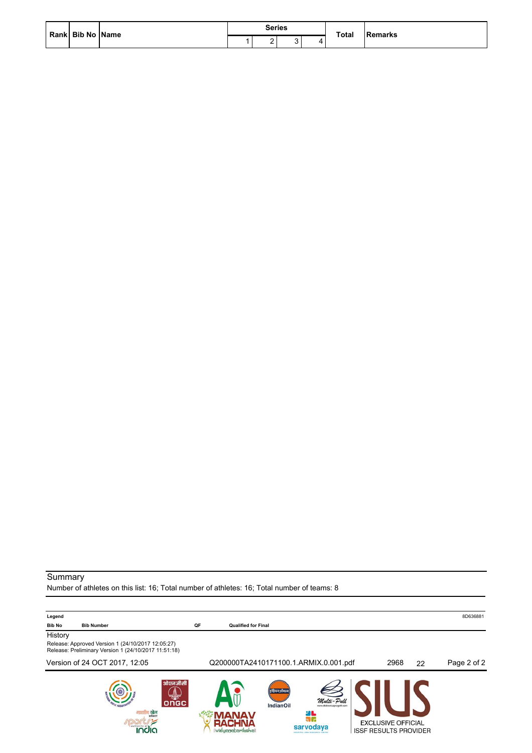| Rank | Bib No | Name | Series | | | | Total | Remarks |
|---|---|---|---|---|---|---|---|---|
| | | | 1 | 2 | 3 | 4 | | |

## Summary

Number of athletes on this list: 16; Total number of athletes: 16; Total number of teams: 8

**Legend**

| | | | |
|---|---|---|---|
| **Bib No** | **Bib Number** | **QF** | **Qualified for Final** |

8D636881

**History**

Release: Approved Version 1 (24/10/2017 12:05:27)
Release: Preliminary Version 1 (24/10/2017 11:51:18)

Version of 24 OCT 2017, 12:05 Q200000TA2410171100.1.ARMIX.0.001.pdf 2968 22

EXCLUSIVE OFFICIAL ISSF RESULTS PROVIDER